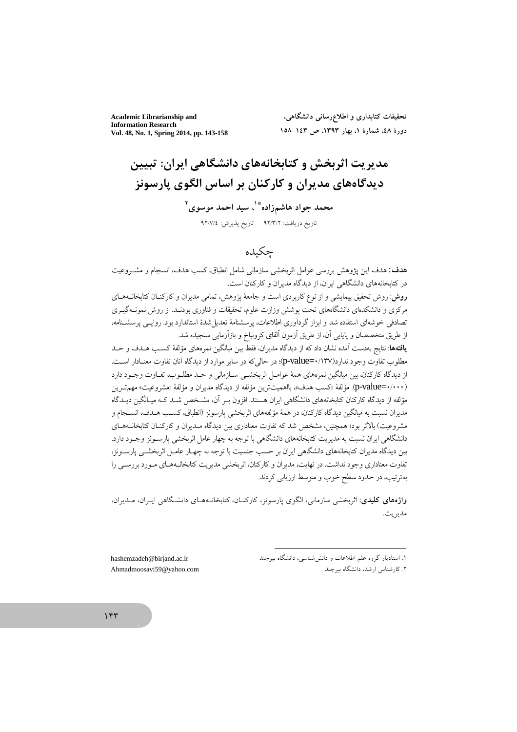# مدیریت اثربخش و کتابخانه‌های دانشگاهی ایران: تبیین دیدگاه‌های مدیران و کارکنان بر اساس الگوی پارسونز

**محمد جواد هاشم‌زاده*[1]، سید احمد موسوی[2]**

تاریخ دریافت: ۹۲/۳/۲ تاریخ پذیرش: ۹۲/۷/٤

## چکیده

**هدف:** هدف این پژوهش بررسی عوامل اثربخشی سازمانی شامل انطباق، کسب هدف، انسجام و مشروعیت در کتابخانه‌های دانشگاهی ایران، از دیدگاه مدیران و کارکنان است.

**روش:** روش تحقیق پیمایشی و از نوع کاربردی است و جامعهٔ پژوهش، تمامی مدیران و کارکنان کتابخانه‌های مرکزی و دانشکده‌ای دانشگاه‌های تحت پوشش وزارت علوم، تحقیقات و فناوری بودند. از روش نمونه‌گیری تصادفی خوشه‌ای استفاده شد و ابزار گردآوری اطلاعات، پرسشنامهٔ تعدیل شدهٔ استاندارد بود. روایی پرسشنامه، از طریق متخصصان و پایایی آن، از طریق آزمون آلفای کرونباخ و بازآزمایی سنجیده شد.

**یافته‌ها:** نتایج به‌دست آمده نشان داد که از دیدگاه مدیران، فقط بین میانگین نمره‌های مؤلفهٔ کسب هدف و حد مطلوب تفاوت وجود ندارد(p-value=۰/۱۳۷)؛ در حالی‌که در سایر موارد از دیدگاه آنان تفاوت معنادار است. از دیدگاه کارکنان، بین میانگین نمره‌های همهٔ عوامل اثربخشی سازمانی و حد مطلوب، تفاوت وجود دارد (p-value=۰/۰۰۰). مؤلفهٔ «کسب هدف»، بااهمیت‌ترین مؤلفه از دیدگاه مدیران و مؤلفهٔ «مشروعیت» مهم‌ترین مؤلفه از دیدگاه کارکنان کتابخانه‌های دانشگاهی ایران هستند. افزون بر آن، مشخص شد که میانگین دیدگاه مدیران نسبت به میانگین دیدگاه کارکنان، در همهٔ مؤلفه‌های اثربخشی پارسونز (انطباق، کسب هدف، انسجام و مشروعیت) بالاتر بود؛ همچنین، مشخص شد که تفاوت معناداری بین دیدگاه مدیران و کارکنان کتابخانه‌های دانشگاهی ایران نسبت به مدیریت کتابخانه‌های دانشگاهی با توجه به چهار عامل اثربخشی پارسونز وجود دارد. بین دیدگاه مدیران کتابخانه‌های دانشگاهی ایران بر حسب جنسیت با توجه به چهار عامل اثربخشی پارسونز، تفاوت معناداری وجود نداشت. در نهایت، مدیران و کارکنان، اثربخشی مدیریت کتابخانه‌های مورد بررسی را به‌ترتیب، در حدود سطح خوب و متوسط ارزیابی کردند.

**واژه‌های کلیدی:** اثربخشی سازمانی، الگوی پارسونز، کارکنان، کتابخانه‌های دانشگاهی ایران، مدیران، مدیریت.

---

۱. استادیار گروه علم اطلاعات و دانش‌شناسی، دانشگاه بیرجند hashemzadeh@birjand.ac.ir

۲. کارشناس ارشد، دانشگاه بیرجند Ahmadmoosavi59@yahoo.com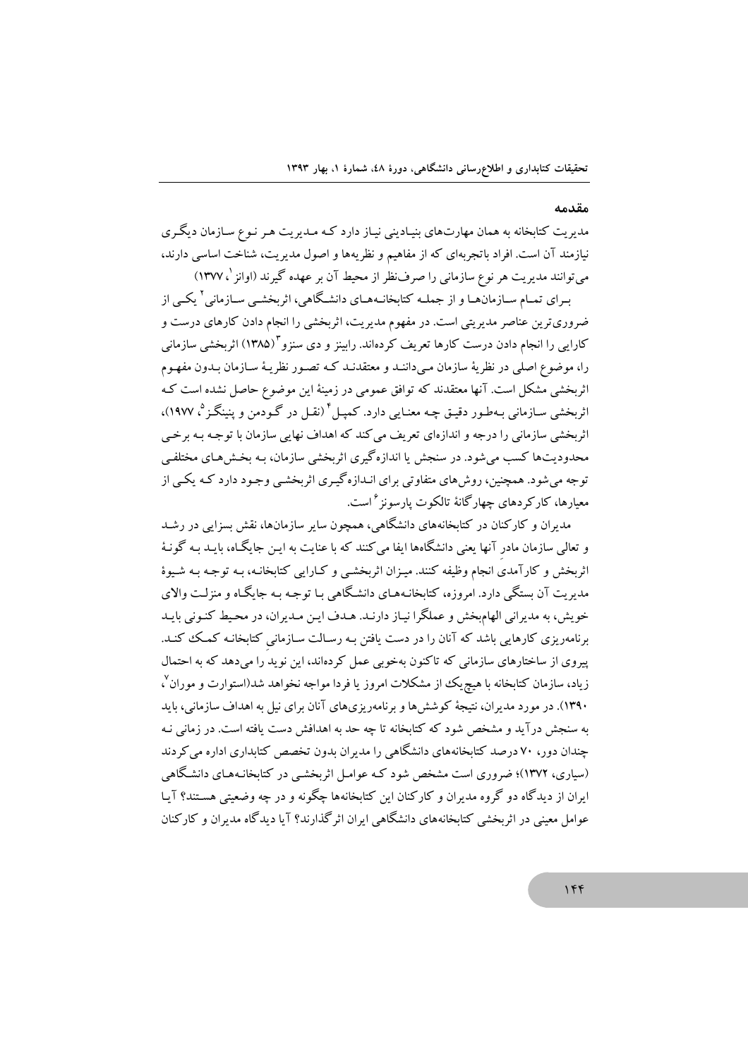## مقدمه

مدیریت کتابخانه به همان مهارت‌های بنیادینی نیاز دارد که مدیریت هر نوع سازمان دیگری نیازمند آن است. افراد باتجربه‌ای که از مفاهیم و نظریه‌ها و اصول مدیریت، شناخت اساسی دارند، می‌توانند مدیریت هر نوع سازمانی را صرف‌نظر از محیط آن بر عهده گیرند (اوانز[1]، ۱۳۷۷)

برای تمام سازمان‌ها و از جمله کتابخانه‌های دانشگاهی، اثربخشی سازمانی[2] یکی از ضروری‌ترین عناصر مدیریتی است. در مفهوم مدیریت، اثربخشی را انجام دادن کارهای درست و کارایی را انجام دادن درست کارها تعریف کرده‌اند. رابینز و دی سنزو[3] (۱۳۸۵) اثربخشی سازمانی را، موضوع اصلی در نظریهٔ سازمان می‌دانند و معتقدند که تصور نظریهٔ سازمان بدون مفهوم اثربخشی مشکل است. آنها معتقدند که توافق عمومی در زمینهٔ این موضوع حاصل نشده است که اثربخشی سازمانی به‌طور دقیق چه معنایی دارد. کمپل[4] (نقل در گودمن و پنینگز[5]، ۱۹۷۷)، اثربخشی سازمانی را درجه و اندازه‌ای تعریف می‌کند که اهداف نهایی سازمان با توجه به برخی محدودیت‌ها کسب می‌شود. در سنجش یا اندازه‌گیری اثربخشی سازمان، به بخش‌های مختلفی توجه می‌شود. همچنین، روش‌های متفاوتی برای اندازه‌گیری اثربخشی وجود دارد که یکی از معیارها، کارکردهای چهارگانهٔ تالکوت پارسونز[6] است.

مدیران و کارکنان در کتابخانه‌های دانشگاهی، همچون سایر سازمان‌ها، نقش بسزایی در رشد و تعالی سازمان مادرِ آنها یعنی دانشگاه‌ها ایفا می‌کنند که با عنایت به این جایگاه، باید به گونهٔ اثربخش و کارآمدی انجام وظیفه کنند. میزان اثربخشی و کارایی کتابخانه، به توجه به شیوهٔ مدیریت آن بستگی دارد. امروزه، کتابخانه‌های دانشگاهی با توجه به جایگاه و منزلت والای خویش، به مدیرانی الهام‌بخش و عملگرا نیاز دارند. هدف این مدیران، در محیط کنونی باید برنامه‌ریزی کارهایی باشد که آنان را در دست یافتن به رسالت سازمانی کتابخانه کمک کند. پیروی از ساختارهای سازمانی که تاکنون به‌خوبی عمل کرده‌اند، این نوید را می‌دهد که به احتمال زیاد، سازمان کتابخانه با هیچ‌یک از مشکلات امروز یا فردا مواجه نخواهد شد(استوارت و موران[7]، ۱۳۹۰). در مورد مدیران، نتیجهٔ کوشش‌ها و برنامه‌ریزی‌های آنان برای نیل به اهداف سازمانی، باید به سنجش درآید و مشخص شود که کتابخانه تا چه حد به اهدافش دست یافته است. در زمانی نه چندان دور، ۷۰ درصد کتابخانه‌های دانشگاهی را مدیران بدون تخصص کتابداری اداره می‌کردند (سیاری، ۱۳۷۲)؛ ضروری است مشخص شود که عوامل اثربخشی در کتابخانه‌های دانشگاهی ایران از دیدگاه دو گروه مدیران و کارکنان این کتابخانه‌ها چگونه و در چه وضعیتی هستند؟ آیا عوامل معینی در اثربخشی کتابخانه‌های دانشگاهی ایران اثرگذارند؟ آیا دیدگاه مدیران و کارکنان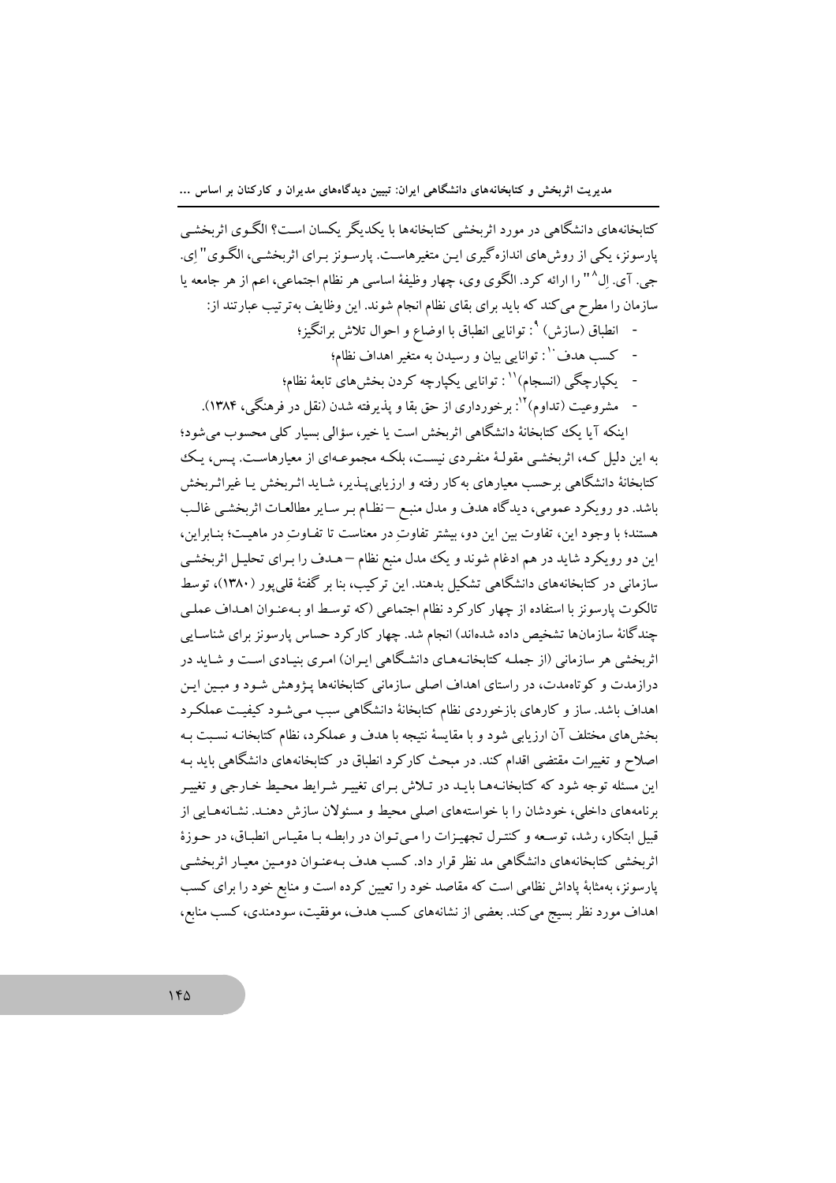کتابخانه‌های دانشگاهی در مورد اثربخشی کتابخانه‌ها با یکدیگر یکسان است؟ الگوی اثربخشی پارسونز، یکی از روش‌های اندازه‌گیری این متغیرهاست. پارسونز برای اثربخشی، الگوی "اِی. جی. آی. اِل[8]" را ارائه کرد. الگوی وی، چهار وظیفهٔ اساسی هر نظام اجتماعی، اعم از هر جامعه یا سازمان را مطرح می‌کند که باید برای بقای نظام انجام شوند. این وظایف به‌ترتیب عبارتند از:

- انطباق (سازش)[9]: توانایی انطباق با اوضاع و احوال تلاش برانگیز؛
- کسب هدف[10]: توانایی بیان و رسیدن به متغیر اهداف نظام؛
- یکپارچگی (انسجام)[11]: توانایی یکپارچه کردن بخش‌های تابعهٔ نظام؛
- مشروعیت (تداوم)[12]: برخورداری از حق بقا و پذیرفته شدن (نقل در فرهنگی، ۱۳۸۴).

اینکه آیا یک کتابخانهٔ دانشگاهی اثربخش است یا خیر، سؤالی بسیار کلی محسوب می‌شود؛ به این دلیل که، اثربخشی مقولهٔ منفردی نیست، بلکه مجموعه‌ای از معیارهاست. پس، یک کتابخانهٔ دانشگاهی برحسب معیارهای به‌کار رفته و ارزیابی‌پذیر، شاید اثربخش یا غیراثربخش باشد. دو رویکرد عمومی، دیدگاه هدف و مدل منبع – نظام بر سایر مطالعات اثربخشی غالب هستند؛ با وجود این، تفاوت بین این دو، بیشتر تفاوتِ در معناست تا تفاوتِ در ماهیت؛ بنابراین، این دو رویکرد شاید در هم ادغام شوند و یک مدل منبع نظام – هدف را برای تحلیل اثربخشی سازمانی در کتابخانه‌های دانشگاهی تشکیل بدهند. این ترکیب، بنا بر گفتهٔ قلی‌پور (۱۳۸۰)، توسط تالکوت پارسونز با استفاده از چهار کارکرد نظام اجتماعی (که توسط او به‌عنوان اهداف عملی چندگانهٔ سازمان‌ها تشخیص داده شده‌اند) انجام شد. چهار کارکرد حساس پارسونز برای شناسایی اثربخشی هر سازمانی (از جمله کتابخانه‌های دانشگاهی ایران) امری بنیادی است و شاید در درازمدت و کوتاه‌مدت، در راستای اهداف اصلی سازمانی کتابخانه‌ها پژوهش شود و مبین این اهداف باشد. ساز و کارهای بازخوردی نظام کتابخانهٔ دانشگاهی سبب می‌شود کیفیت عملکرد بخش‌های مختلف آن ارزیابی شود و با مقایسهٔ نتیجه با هدف و عملکرد، نظام کتابخانه نسبت به اصلاح و تغییرات مقتضی اقدام کند. در مبحث کارکرد انطباق در کتابخانه‌های دانشگاهی باید به این مسئله توجه شود که کتابخانه‌ها باید در تلاش برای تغییر شرایط محیط خارجی و تغییر برنامه‌های داخلی، خودشان را با خواسته‌های اصلی محیط و مسئولان سازش دهند. نشانه‌هایی از قبیل ابتکار، رشد، توسعه و کنترل تجهیزات را می‌توان در رابطه با مقیاس انطباق، در حوزهٔ اثربخشی کتابخانه‌های دانشگاهی مد نظر قرار داد. کسب هدف به‌عنوان دومین معیار اثربخشی پارسونز، به‌مثابهٔ پاداش نظامی است که مقاصد خود را تعیین کرده است و منابع خود را برای کسب اهداف مورد نظر بسیج می‌کند. بعضی از نشانه‌های کسب هدف، موفقیت، سودمندی، کسب منابع،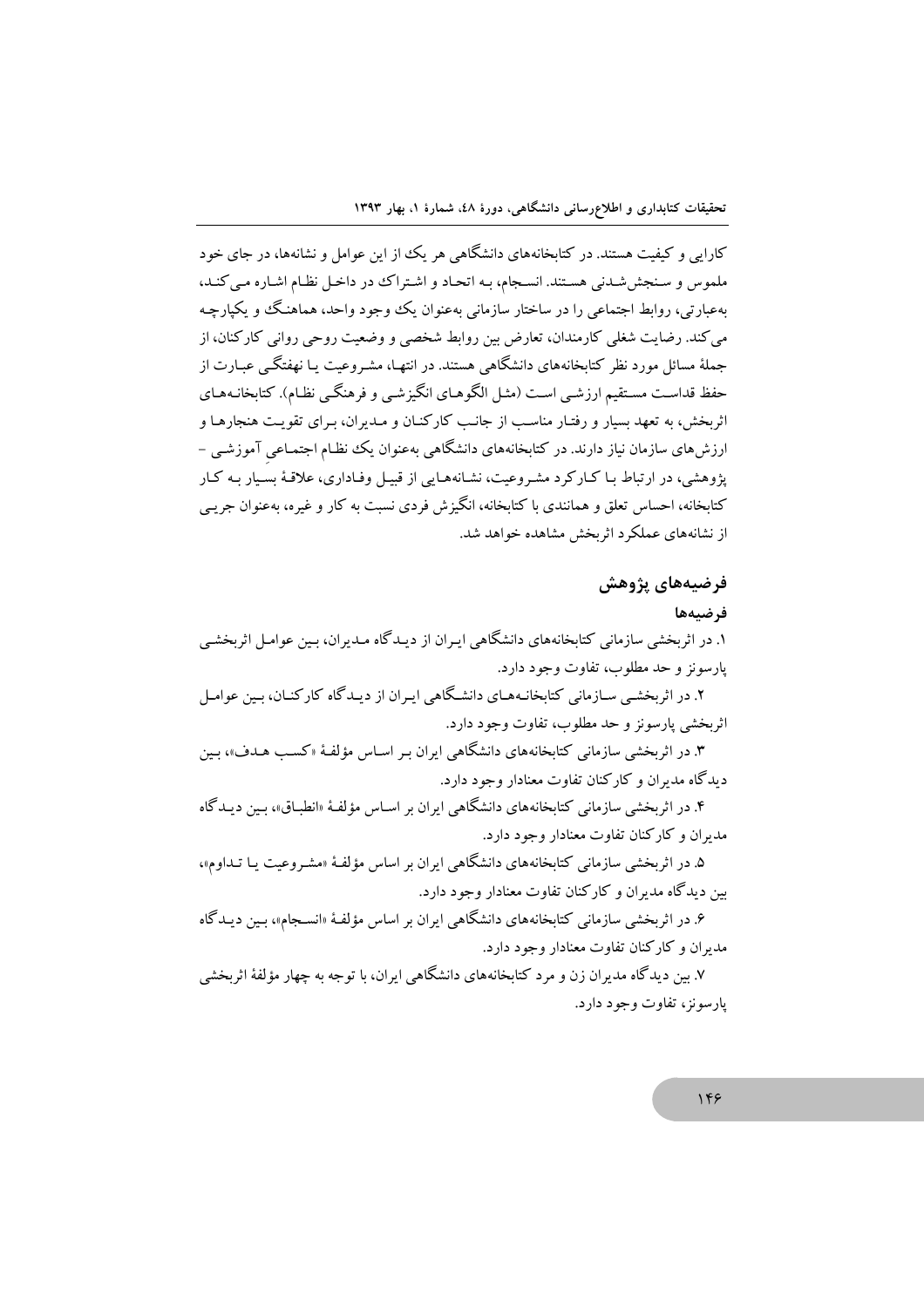کارایی و کیفیت هستند. در کتابخانه‌های دانشگاهی هر یک از این عوامل و نشانه‌ها، در جای خود ملموس و سنجش‌شدنی هستند. انسجام، به اتحاد و اشتراک در داخل نظام اشاره می‌کند، به‌عبارتی، روابط اجتماعی را در ساختار سازمانی به‌عنوان یک وجود واحد، هماهنگ و یکپارچه می‌کند. رضایت شغلی کارمندان، تعارض بین روابط شخصی و وضعیت روحی روانی کارکنان، از جملهٔ مسائل مورد نظر کتابخانه‌های دانشگاهی هستند. در انتها، مشروعیت یا نهفتگی عبارت از حفظ قداست مستقیم ارزشی است (مثل الگوهای انگیزشی و فرهنگی نظام). کتابخانه‌های اثربخش، به تعهد بسیار و رفتار مناسب از جانب کارکنان و مدیران، برای تقویت هنجارها و ارزش‌های سازمان نیاز دارند. در کتابخانه‌های دانشگاهی به‌عنوان یک نظام اجتماعیِ آموزشی - پژوهشی، در ارتباط با کارکرد مشروعیت، نشانه‌هایی از قبیل وفاداری، علاقهٔ بسیار به کار کتابخانه، احساس تعلق و همانندی با کتابخانه، انگیزش فردی نسبت به کار و غیره، به‌عنوان جریی از نشانه‌های عملکرد اثربخش مشاهده خواهد شد.

## فرضیه‌های پژوهش

### فرضیه‌ها

۱. در اثربخشی سازمانی کتابخانه‌های دانشگاهی ایران از دیدگاه مدیران، بین عوامل اثربخشی پارسونز و حد مطلوب، تفاوت وجود دارد.

۲. در اثربخشی سازمانی کتابخانه‌های دانشگاهی ایران از دیدگاه کارکنان، بین عوامل اثربخشی پارسونز و حد مطلوب، تفاوت وجود دارد.

۳. در اثربخشی سازمانی کتابخانه‌های دانشگاهی ایران بر اساس مؤلفهٔ «کسب هدف»، بین دیدگاه مدیران و کارکنان تفاوت معنادار وجود دارد.

۴. در اثربخشی سازمانی کتابخانه‌های دانشگاهی ایران بر اساس مؤلفهٔ «انطباق»، بین دیدگاه مدیران و کارکنان تفاوت معنادار وجود دارد.

۵. در اثربخشی سازمانی کتابخانه‌های دانشگاهی ایران بر اساس مؤلفهٔ «مشروعیت یا تداوم»، بین دیدگاه مدیران و کارکنان تفاوت معنادار وجود دارد.

۶. در اثربخشی سازمانی کتابخانه‌های دانشگاهی ایران بر اساس مؤلفهٔ «انسجام»، بین دیدگاه مدیران و کارکنان تفاوت معنادار وجود دارد.

۷. بین دیدگاه مدیران زن و مرد کتابخانه‌های دانشگاهی ایران، با توجه به چهار مؤلفهٔ اثربخشی پارسونز، تفاوت وجود دارد.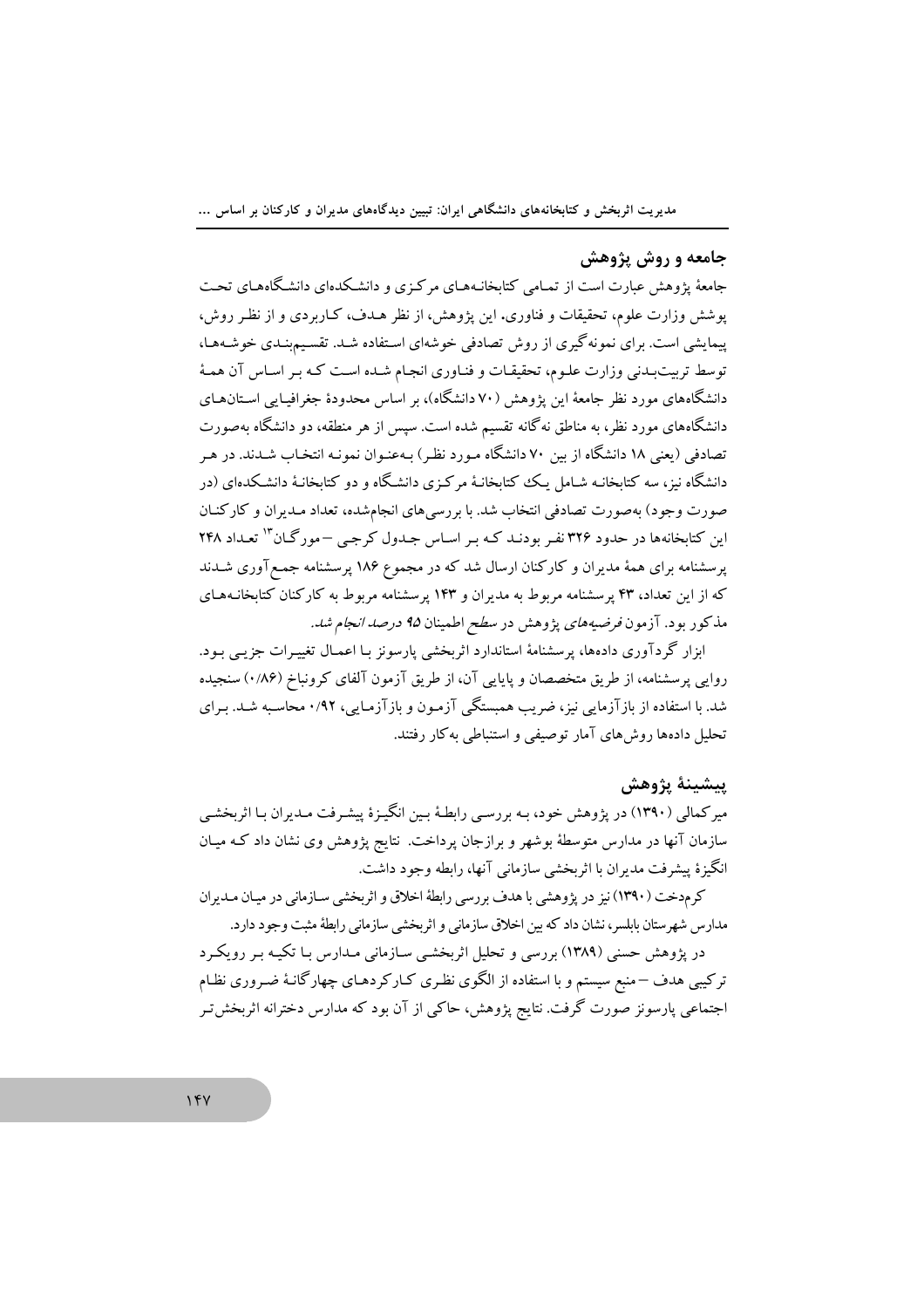## جامعه و روش پژوهش

جامعهٔ پژوهش عبارت است از تمامی کتابخانه‌های مرکزی و دانشکده‌ای دانشگاه‌های تحت پوشش وزارت علوم، تحقیقات و فناوری. این پژوهش، از نظر هدف، کاربردی و از نظر روش، پیمایشی است. برای نمونه‌گیری از روش تصادفی خوشه‌ای استفاده شد. تقسیم‌بندی خوشه‌ها، توسط تربیت‌بدنی وزارت علوم، تحقیقات و فناوری انجام شده است که بر اساس آن همهٔ دانشگاه‌های مورد نظر جامعهٔ این پژوهش (۷۰ دانشگاه)، بر اساس محدودهٔ جغرافیایی استان‌های دانشگاه‌های مورد نظر، به مناطق نه‌گانه تقسیم شده است. سپس از هر منطقه، دو دانشگاه به‌صورت تصادفی (یعنی ۱۸ دانشگاه از بین ۷۰ دانشگاه مورد نظر) به‌عنوان نمونه انتخاب شدند. در هر دانشگاه نیز، سه کتابخانه شامل یک کتابخانهٔ مرکزی دانشگاه و دو کتابخانهٔ دانشکده‌ای (در صورت وجود) به‌صورت تصادفی انتخاب شد. با بررسی‌های انجام‌شده، تعداد مدیران و کارکنان این کتابخانه‌ها در حدود ۳۲۶ نفر بودند که بر اساس جدول کرجی – مورگان[13] تعداد ۲۴۸ پرسشنامه برای همهٔ مدیران و کارکنان ارسال شد که در مجموع ۱۸۶ پرسشنامه جمع‌آوری شدند که از این تعداد، ۴۳ پرسشنامه مربوط به مدیران و ۱۴۳ پرسشنامه مربوط به کارکنان کتابخانه‌های مذکور بود. آزمون *فرضیه‌های* پژوهش در *سطح* اطمینان ***۹۵*** *درصد انجام شد.*

ابزار گردآوری داده‌ها، پرسشنامهٔ استاندارد اثربخشی پارسونز با اعمال تغییرات جزیی بود. روایی پرسشنامه، از طریق متخصصان و پایایی آن، از طریق آزمون آلفای کرونباخ (۰/۸۶) سنجیده شد. با استفاده از بازآزمایی نیز، ضریب همبستگی آزمون و بازآزمایی، ۰/۹۲ محاسبه شد. برای تحلیل داده‌ها روش‌های آمار توصیفی و استنباطی به‌کار رفتند.

## پیشینهٔ پژوهش

میرکمالی (۱۳۹۰) در پژوهش خود، به بررسی رابطهٔ بین انگیزهٔ پیشرفت مدیران با اثربخشی سازمان آنها در مدارس متوسطهٔ بوشهر و برازجان پرداخت. نتایج پژوهش وی نشان داد که میان انگیزهٔ پیشرفت مدیران با اثربخشی سازمانی آنها، رابطه وجود داشت.

کرم‌دخت (۱۳۹۰) نیز در پژوهشی با هدف بررسی رابطهٔ اخلاق و اثربخشی سازمانی در میان مدیران مدارس شهرستان بابلسر، نشان داد که بین اخلاق سازمانی و اثربخشی سازمانی رابطهٔ مثبت وجود دارد.

در پژوهش حسنی (۱۳۸۹) بررسی و تحلیل اثربخشی سازمانی مدارس با تکیه بر رویکرد ترکیبی هدف – منبع سیستم و با استفاده از الگوی نظری کارکردهای چهارگانهٔ ضروری نظام اجتماعی پارسونز صورت گرفت. نتایج پژوهش، حاکی از آن بود که مدارس دخترانه اثربخش‌تر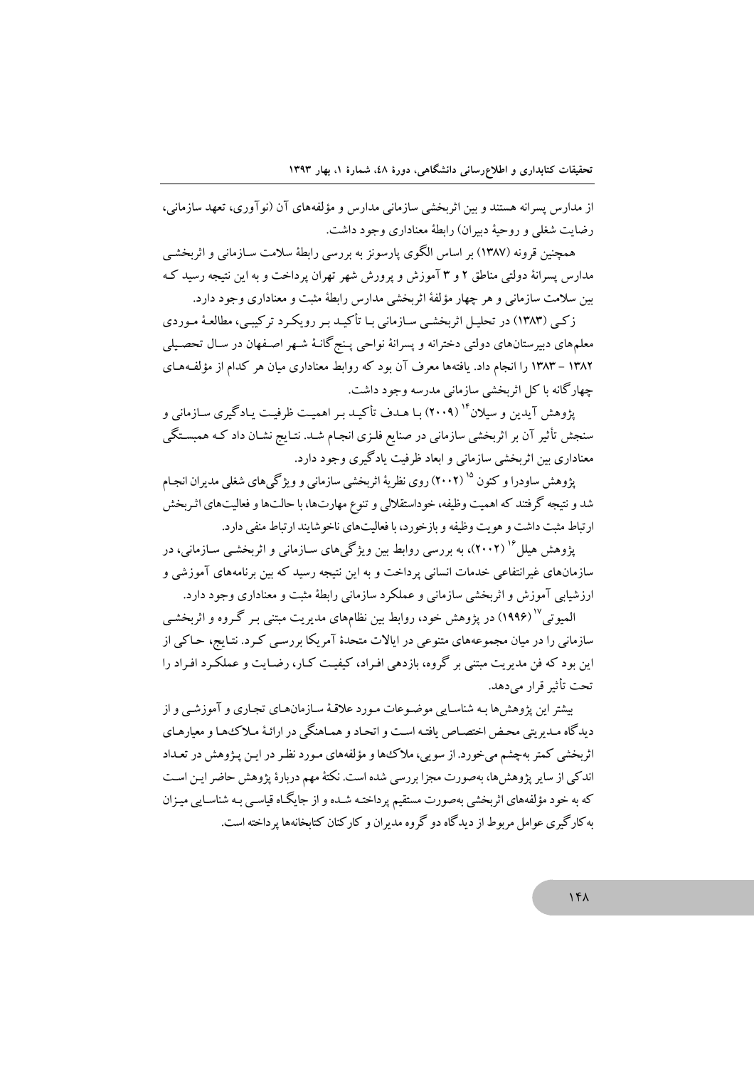از مدارس پسرانه هستند و بین اثربخشی سازمانی مدارس و مؤلفه‌های آن (نوآوری، تعهد سازمانی، رضایت شغلی و روحیهٔ دبیران) رابطهٔ معناداری وجود داشت.

همچنین قرونه (۱۳۸۷) بر اساس الگوی پارسونز به بررسی رابطهٔ سلامت سازمانی و اثربخشی مدارس پسرانهٔ دولتی مناطق ۲ و ۳ آموزش و پرورش شهر تهران پرداخت و به این نتیجه رسید که بین سلامت سازمانی و هر چهار مؤلفهٔ اثربخشی مدارس رابطهٔ مثبت و معناداری وجود دارد.

زکی (۱۳۸۳) در تحلیل اثربخشی سازمانی با تأکید بر رویکرد ترکیبی، مطالعهٔ موردی معلم‌های دبیرستان‌های دولتی دخترانه و پسرانهٔ نواحی پنج‌گانهٔ شهر اصفهان در سال تحصیلی ۱۳۸۲ - ۱۳۸۳ را انجام داد. یافته‌ها معرف آن بود که روابط معناداری میان هر کدام از مؤلفه‌های چهارگانه با کل اثربخشی سازمانی مدرسه وجود داشت.

پژوهش آیدین و سیلان[14] (۲۰۰۹) با هدف تأکید بر اهمیت ظرفیت یادگیری سازمانی و سنجش تأثیر آن بر اثربخشی سازمانی در صنایع فلزی انجام شد. نتایج نشان داد که همبستگی معناداری بین اثربخشی سازمانی و ابعاد ظرفیت یادگیری وجود دارد.

پژوهش ساودرا و کنون[15] (۲۰۰۲) روی نظریهٔ اثربخشی سازمانی و ویژگی‌های شغلی مدیران انجام شد و نتیجه گرفتند که اهمیت وظیفه، خوداستقلالی و تنوع مهارت‌ها، با حالت‌ها و فعالیت‌های اثربخش ارتباط مثبت داشت و هویت وظیفه و بازخورد، با فعالیت‌های ناخوشایند ارتباط منفی دارد.

پژوهش هیلل[16] (۲۰۰۲)، به بررسی روابط بین ویژگی‌های سازمانی و اثربخشی سازمانی، در سازمان‌های غیرانتفاعی خدمات انسانی پرداخت و به این نتیجه رسید که بین برنامه‌های آموزشی و ارزشیابی آموزش و اثربخشی سازمانی و عملکرد سازمانی رابطهٔ مثبت و معناداری وجود دارد.

المیوتی[17] (۱۹۹۶) در پژوهش خود، روابط بین نظام‌های مدیریت مبتنی بر گروه و اثربخشی سازمانی را در میان مجموعه‌های متنوعی در ایالات متحدهٔ آمریکا بررسی کرد. نتایج، حاکی از این بود که فن مدیریت مبتنی بر گروه، بازدهی افراد، کیفیت کار، رضایت و عملکرد افراد را تحت تأثیر قرار می‌دهد.

بیشتر این پژوهش‌ها به شناسایی موضوعات مورد علاقهٔ سازمان‌های تجاری و آموزشی و از دیدگاه مدیریتی محض اختصاص یافته است و اتحاد و هماهنگی در ارائهٔ ملاک‌ها و معیارهای اثربخشی کمتر به‌چشم می‌خورد. از سویی، ملاک‌ها و مؤلفه‌های مورد نظر در این پژوهش در تعداد اندکی از سایر پژوهش‌ها، به‌صورت مجزا بررسی شده است. نکتهٔ مهم دربارهٔ پژوهش حاضر این است که به خود مؤلفه‌های اثربخشی به‌صورت مستقیم پرداخته شده و از جایگاه قیاسی به شناسایی میزان به‌کارگیری عوامل مربوط از دیدگاه دو گروه مدیران و کارکنان کتابخانه‌ها پرداخته است.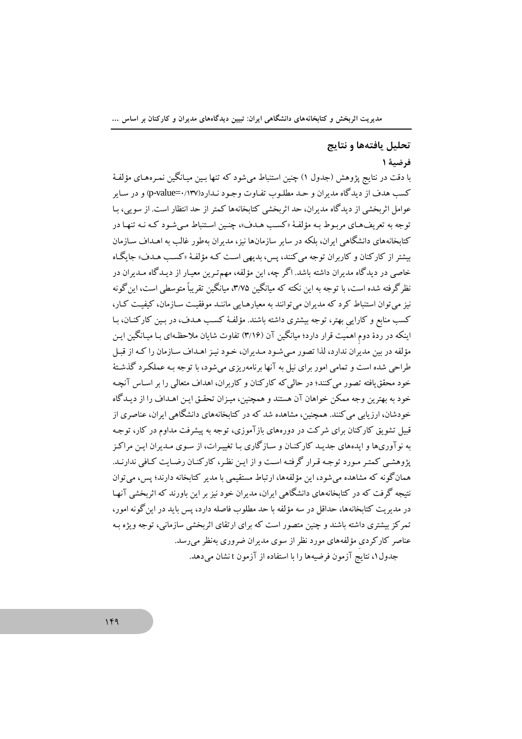## تحلیل یافته‌ها و نتایج

### فرضیهٔ ۱

با دقت در نتایج پژوهش (جدول ۱) چنین استنباط می‌شود که تنها بین میانگین نمره‌های مؤلفهٔ کسب هدف از دیدگاه مدیران و حد مطلوب تفاوت وجود ندارد(p-value=۰/۱۳۷) و در سایر عوامل اثربخشی از دیدگاه مدیران، حد اثربخشی کتابخانه‌ها کمتر از حد انتظار است. از سویی، با توجه به تعریف‌های مربوط به مؤلفهٔ «کسب هدف»، چنین استنباط می‌شود که نه تنها در کتابخانه‌های دانشگاهی ایران، بلکه در سایر سازمان‌ها نیز، مدیران به‌طور غالب به اهداف سازمان بیشتر از کارکنان و کاربران توجه می‌کنند، پس، بدیهی است که مؤلفهٔ «کسب هدف» جایگاه خاصی در دیدگاه مدیران داشته باشد. اگر چه، این مؤلفه، مهم‌ترین معیار از دیدگاه مدیران در نظرگرفته شده است، با توجه به این نکته که میانگین ۳/۷۵، میانگین تقریباً متوسطی است، این‌گونه نیز می‌توان استنباط کرد که مدیران می‌توانند به معیارهایی مانند موفقیت سازمان، کیفیت کار، کسب منابع و کاراییِ بهتر، توجه بیشتری داشته باشند. مؤلفهٔ کسب هدف، در بین کارکنان، با اینکه در ردهٔ دومِ اهمیت قرار دارد؛ میانگین آن (۳/۱۶) تفاوت شایان ملاحظه‌ای با میانگین این مؤلفه در بین مدیران ندارد، لذا تصور می‌شود مدیران، خود نیز اهداف سازمان را که از قبل طراحی شده است و تمامی امور برای نیل به آنها برنامه‌ریزی می‌شود، با توجه به عملکرد گذشتهٔ خود محقق‌یافته تصور می‌کنند؛ در حالی که کارکنان و کاربران، اهداف متعالی را بر اساس آنچه خود به بهترین وجه ممکن خواهان آن هستند و همچنین، میزان تحقق این اهداف را از دیدگاه خودشان، ارزیابی می‌کنند. همچنین، مشاهده شد که در کتابخانه‌های دانشگاهی ایران، عناصری از قبیل تشویق کارکنان برای شرکت در دوره‌های بازآموزی، توجه به پیشرفت مداوم در کار، توجه به نوآوری‌ها و ایده‌های جدید کارکنان و سازگاری با تغییرات، از سوی مدیران این مراکز پژوهشی کمتر مورد توجه قرار گرفته است و از این نظر، کارکنان رضایت کافی ندارند. همان‌گونه که مشاهده می‌شود، این مؤلفه‌ها، ارتباط مستقیمی با مدیر کتابخانه دارند؛ پس، می‌توان نتیجه گرفت که در کتابخانه‌های دانشگاهی ایران، مدیران خود نیز بر این باورند که اثربخشی آنها در مدیریت کتابخانه‌ها، حداقل در سه مؤلفه با حد مطلوب فاصله دارد، پس باید در این‌گونه امور، تمرکز بیشتری داشته باشند و چنین متصور است که برای ارتقای اثربخشی سازمانی، توجه ویژه به عناصر کارکردیِ مؤلفه‌های مورد نظر از سوی مدیران ضروری به‌نظر می‌رسد.

جدول۱، نتایجِ آزمون فرضیه‌ها را با استفاده از آزمون t نشان می‌دهد.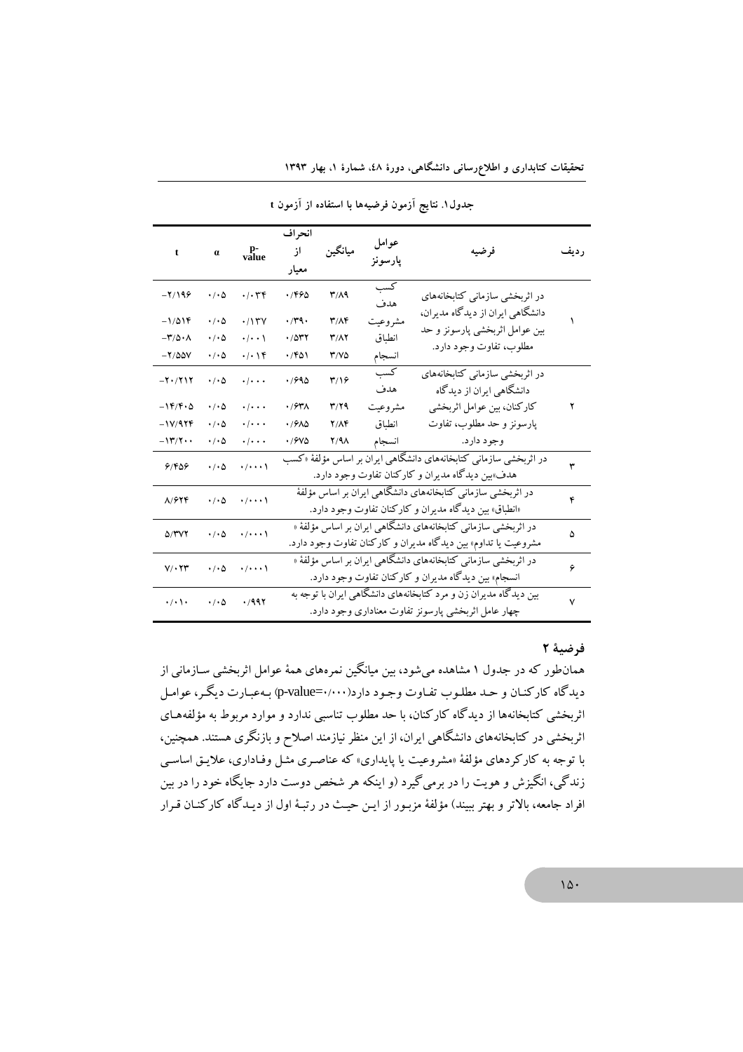جدول۱. نتایج آزمون فرضیه‌ها با استفاده از آزمون t

| ردیف | فرضیه | عوامل پارسونز | میانگین | انحراف از معیار | p-value | α | t |
|---|---|---|---|---|---|---|---|
| ۱ | در اثربخشی سازمانی کتابخانه‌های دانشگاهی ایران از دیدگاه مدیران، بین عوامل اثربخشی پارسونز و حد مطلوب، تفاوت وجود دارد. | کسب هدف | ۳/۸۹ | ۰/۴۶۵ | ۰/۰۳۴ | ۰/۰۵ | -۲/۱۹۶ |
| | | مشروعیت | ۳/۸۴ | ۰/۳۹۰ | ۰/۱۳۷ | ۰/۰۵ | -۱/۵۱۴ |
| | | انطباق | ۳/۸۲ | ۰/۵۳۲ | ۰/۰۰۱ | ۰/۰۵ | -۳/۵۰۸ |
| | | انسجام | ۳/۷۵ | ۰/۴۵۱ | ۰/۰۱۴ | ۰/۰۵ | -۲/۵۵۷ |
| ۲ | در اثربخشی سازمانی کتابخانه‌های دانشگاهی ایران از دیدگاه کارکنان، بین عوامل اثربخشی پارسونز و حد مطلوب، تفاوت وجود دارد. | کسب هدف | ۳/۱۶ | ۰/۶۹۵ | ۰/۰۰۰ | ۰/۰۵ | -۲۰/۲۱۲ |
| | | مشروعیت | ۳/۲۹ | ۰/۶۳۸ | ۰/۰۰۰ | ۰/۰۵ | -۱۴/۴۰۵ |
| | | انطباق | ۲/۸۴ | ۰/۶۸۵ | ۰/۰۰۰ | ۰/۰۵ | -۱۷/۹۲۴ |
| | | انسجام | ۲/۹۸ | ۰/۶۷۵ | ۰/۰۰۰ | ۰/۰۵ | -۱۳/۲۰۰ |
| ۳ | در اثربخشی سازمانی کتابخانه‌های دانشگاهی ایران بر اساس مؤلفهٔ «کسب هدف»بین دیدگاه مدیران و کارکنان تفاوت وجود دارد. | | | | ۰/۰۰۰۱ | ۰/۰۵ | ۶/۴۵۶ |
| ۴ | در اثربخشی سازمانی کتابخانه‌های دانشگاهی ایران بر اساس مؤلفهٔ «انطباق» بین دیدگاه مدیران و کارکنان تفاوت وجود دارد. | | | | ۰/۰۰۰۱ | ۰/۰۵ | ۸/۶۲۴ |
| ۵ | در اثربخشی سازمانی کتابخانه‌های دانشگاهی ایران بر اساس مؤلفهٔ « مشروعیت یا تداوم» بین دیدگاه مدیران و کارکنان تفاوت وجود دارد. | | | | ۰/۰۰۰۱ | ۰/۰۵ | ۵/۳۷۲ |
| ۶ | در اثربخشی سازمانی کتابخانه‌های دانشگاهی ایران بر اساس مؤلفهٔ « انسجام» بین دیدگاه مدیران و کارکنان تفاوت وجود دارد. | | | | ۰/۰۰۰۱ | ۰/۰۵ | ۷/۰۲۳ |
| ۷ | بین دیدگاه مدیران زن و مرد کتابخانه‌های دانشگاهی ایران با توجه به چهار عامل اثربخشی پارسونز تفاوت معناداری وجود دارد. | | | | ۰/۹۹۲ | ۰/۰۵ | ۰/۰۱۰ |

### فرضیهٔ ۲

همان‌طور که در جدول ۱ مشاهده می‌شود، بین میانگین نمره‌های همهٔ عوامل اثربخشی سازمانی از دیدگاه کارکنان و حد مطلوب تفاوت وجود دارد(p-value=۰/۰۰۰) به‌عبارت دیگر، عوامل اثربخشی کتابخانه‌ها از دیدگاه کارکنان، با حد مطلوب تناسبی ندارد و موارد مربوط به مؤلفه‌های اثربخشی در کتابخانه‌های دانشگاهی ایران، از این منظر نیازمند اصلاح و بازنگری هستند. همچنین، با توجه به کارکردهای مؤلفهٔ «مشروعیت یا پایداری» که عناصری مثل وفاداری، علایق اساسی زندگی، انگیزش و هویت را در برمی‌گیرد (و اینکه هر شخص دوست دارد جایگاه خود را در بین افراد جامعه، بالاتر و بهتر ببیند) مؤلفهٔ مزبور از این حیث در رتبهٔ اول از دیدگاه کارکنان قرار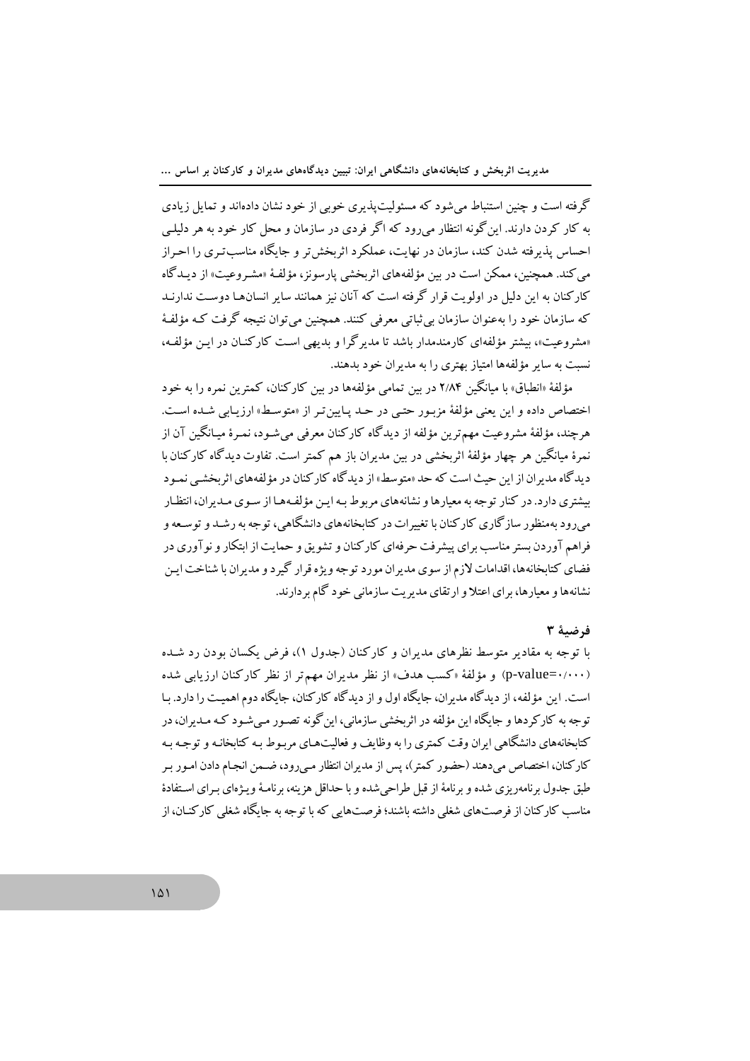گرفته است و چنین استنباط می‌شود که مسئولیت‌پذیری خوبی از خود نشان داده‌اند و تمایل زیادی به کار کردن دارند. این‌گونه انتظار می‌رود که اگر فردی در سازمان و محل کار خود به هر دلیلی احساس پذیرفته شدن کند، سازمان در نهایت، عملکرد اثربخش‌تر و جایگاه مناسب‌تری را احراز می‌کند. همچنین، ممکن است در بین مؤلفه‌های اثربخشی پارسونز، مؤلفهٔ «مشروعیت» از دیدگاه کارکنان به این دلیل در اولویت قرار گرفته است که آنان نیز همانند سایر انسان‌ها دوست ندارند که سازمان خود را به‌عنوان سازمان بی‌ثباتی معرفی کنند. همچنین می‌توان نتیجه گرفت کـه مؤلفهٔ «مشروعیت»، بیشتر مؤلفه‌ای کارمندمدار باشد تا مدیرگرا و بدیهی است کارکنان در این مؤلفه، نسبت به سایر مؤلفه‌ها امتیاز بهتری را به مدیران خود بدهند.

مؤلفهٔ «انطباق» با میانگین ۲/۸۴ در بین تمامی مؤلفه‌ها در بین کارکنان، کمترین نمره را به خود اختصاص داده و این یعنی مؤلفهٔ مزبور حتی در حد پایین‌تر از «متوسط» ارزیابی شده است. هرچند، مؤلفهٔ مشروعیت مهم‌ترین مؤلفه از دیدگاه کارکنان معرفی می‌شود، نمرهٔ میانگین آن از نمرهٔ میانگین هر چهار مؤلفهٔ اثربخشی در بین مدیران باز هم کمتر است. تفاوت دیدگاه کارکنان با دیدگاه مدیران از این حیث است که حد «متوسط» از دیدگاه کارکنان در مؤلفه‌های اثربخشی نمود بیشتری دارد. در کنار توجه به معیارها و نشانه‌های مربوط به این مؤلفه‌ها از سوی مدیران، انتظار می‌رود به‌منظور سازگاری کارکنان با تغییرات در کتابخانه‌های دانشگاهی، توجه به رشد و توسعه و فراهم آوردن بستر مناسب برای پیشرفت حرفه‌ای کارکنان و تشویق و حمایت از ابتکار و نوآوری در فضای کتابخانه‌ها، اقدامات لازم از سوی مدیران مورد توجه ویژه قرار گیرد و مدیران با شناخت این نشانه‌ها و معیارها، برای اعتلا و ارتقای مدیریت سازمانی خود گام بردارند.

#### فرضیهٔ ۳

با توجه به مقادیر متوسط نظرهای مدیران و کارکنان (جدول ۱)، فرض یکسان بودن رد شده (p-value=۰/۰۰۰) و مؤلفهٔ «کسب هدف» از نظر مدیران مهم‌تر از نظر کارکنان ارزیابی شده است. این مؤلفه، از دیدگاه مدیران، جایگاه اول و از دیدگاه کارکنان، جایگاه دوم اهمیت را دارد. با توجه به کارکردها و جایگاه این مؤلفه در اثربخشی سازمانی، این‌گونه تصور می‌شود که مدیران، در کتابخانه‌های دانشگاهی ایران وقت کمتری را به وظایف و فعالیت‌های مربوط به کتابخانه و توجه به کارکنان، اختصاص می‌دهند (حضور کمتر)، پس از مدیران انتظار می‌رود، ضمن انجام دادن امور بر طبق جدول برنامه‌ریزی شده و برنامهٔ از قبل طراحی‌شده و با حداقل هزینه، برنامهٔ ویژه‌ای برای استفادهٔ مناسب کارکنان از فرصت‌های شغلی داشته باشند؛ فرصت‌هایی که با توجه به جایگاه شغلی کارکنان، از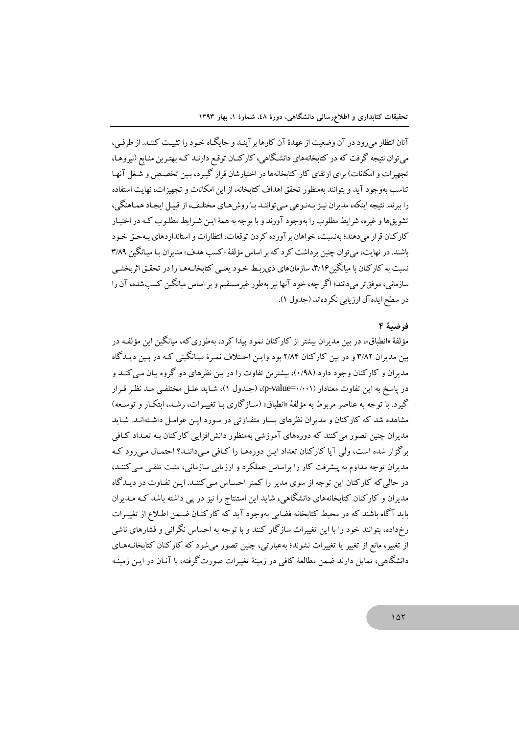آنان انتظار می‌رود در آن وضعیت از عهدهٔ آن کارها برآیند و جایگاه خود را تثبیت کنند. از طرفی، می‌توان نتیجه گرفت که در کتابخانه‌های دانشگاهی، کارکنان توقع دارند که بهترین منابع (نیروها، تجهیزات و امکانات) برای ارتقای کار کتابخانه‌ها در اختیارشان قرار گیرد، بین تخصص و شغل آنها تناسب به‌وجود آید و بتوانند به‌منظور تحقق اهداف کتابخانه، از این امکانات و تجهیزات، نهایت استفاده را ببرند. نتیجه اینکه، مدیران نیز به‌نوعی می‌توانند با روش‌های مختلف، از قبیل ایجاد هماهنگی، تشویق‌ها و غیره، شرایط مطلوب را به‌وجود آورند و با توجه به همهٔ این شرایط مطلوب که در اختیار کارکنان قرار می‌دهند؛ به‌نسبت، خواهان برآورده کردن توقعات، انتظارات و استانداردهای به‌حق خود باشند. در نهایت، می‌توان چنین برداشت کرد که بر اساس مؤلفهٔ «کسب هدف» مدیران با میانگین ۳/۸۹ نسبت به کارکنان با میانگین ۳/۱۶، سازمان‌های ذی‌ربط خود یعنی کتابخانه‌ها را در تحقق اثربخشی سازمانی، موفق‌تر می‌دانند؛ اگر چه، خود آنها نیز به‌طور غیرمستقیم و بر اساس میانگین کسب‌شده، آن را در سطح ایده‌آل ارزیابی نکرده‌اند (جدول ۱).

### فرضیهٔ ۴

مؤلفهٔ «انطباق»، در بین مدیران بیشتر از کارکنان نمود پیدا کرد، به‌طوری‌که، میانگین این مؤلفه در بین مدیران ۳/۸۲ و در بین کارکنان ۲/۸۴ بود و این اختلاف نمرهٔ میانگینی که در بین دیدگاه مدیران و کارکنان وجود دارد (۰/۹۸)، بیشترین تفاوت را در بین نظرهای دو گروه بیان می‌کند و در پاسخ به این تفاوت معنادار (p-value=۰/۰۰۱)، (جدول ۱)، شاید علل مختلفی مد نظر قرار گیرد. با توجه به عناصر مربوط به مؤلفهٔ «انطباق» (سازگاری با تغییرات، رشد، ابتکار و توسعه) مشاهده شد که کارکنان و مدیران نظرهای بسیار متفاوتی در مورد این عوامل داشته‌اند. شاید مدیران چنین تصور می‌کنند که دوره‌های آموزشی به‌منظور دانش‌افزایی کارکنان به تعداد کافی برگزار شده است، ولی آیا کارکنان تعداد این دوره‌ها را کافی می‌دانند؟ احتمال می‌رود که مدیران توجه مداوم به پیشرفت کار را براساس عملکرد و ارزیابی سازمانی، مثبت تلقی می‌کنند، در حالی‌که کارکنان این توجه از سوی مدیر را کمتر احساس می‌کنند. این تفاوت در دیدگاه مدیران و کارکنان کتابخانه‌های دانشگاهی، شاید این استنتاج را نیز در پی داشته باشد که مدیران باید آگاه باشند که در محیط کتابخانه فضایی به‌وجود آید که کارکنان ضمن اطلاع از تغییرات رخ‌داده، بتوانند خود را با این تغییرات سازگار کنند و با توجه به احساس نگرانی و فشارهای ناشی از تغییر، مانع از تغییر یا تغییرات نشوند؛ به‌عبارتی، چنین تصور می‌شود که کارکنان کتابخانه‌های دانشگاهی، تمایل دارند ضمن مطالعهٔ کافی در زمینهٔ تغییرات صورت‌گرفته، با آنان در این زمینه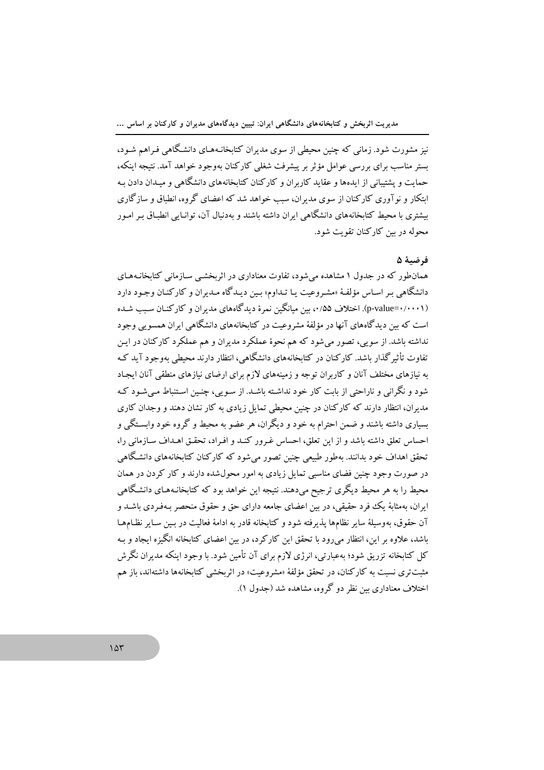نیز مشورت شود. زمانی که چنین محیطی از سوی مدیران کتابخانه‌های دانشگاهی فراهم شود، بستر مناسب برای بررسی عوامل مؤثر بر پیشرفت شغلی کارکنان به‌وجود خواهد آمد. نتیجه اینکه، حمایت و پشتیبانی از ایده‌ها و عقاید کاربران و کارکنان کتابخانه‌های دانشگاهی و میدان دادن به ابتکار و نوآوری کارکنان از سوی مدیران، سبب خواهد شد که اعضای گروه، انطباق و سازگاری بیشتری با محیط کتابخانه‌های دانشگاهی ایران داشته باشند و به‌دنبال آن، توانایی انطباق بر امور محوله در بین کارکنان تقویت شود.

### فرضیهٔ ۵

همان‌طور که در جدول ۱ مشاهده می‌شود، تفاوت معناداری در اثربخشی سازمانی کتابخانه‌های دانشگاهی بر اساس مؤلفهٔ «مشروعیت یا تداوم» بین دیدگاه مدیران و کارکنان وجود دارد (p-value=۰/۰۰۰۱). اختلاف ۰/۵۵، بین میانگین نمرهٔ دیدگاه‌های مدیران و کارکنان سبب شده است که بین دیدگاه‌های آنها در مؤلفهٔ مشروعیت در کتابخانه‌های دانشگاهی ایران همسویی وجود نداشته باشد. از سویی، تصور می‌شود که هم نحوهٔ عملکرد مدیران و هم عملکرد کارکنان در این تفاوت تأثیرگذار باشد. کارکنان در کتابخانه‌های دانشگاهی، انتظار دارند محیطی به‌وجود آید که به نیازهای مختلف آنان و کاربران توجه و زمینه‌های لازم برای ارضای نیازهای منطقی آنان ایجاد شود و نگرانی و ناراحتی از بابت کار خود نداشته باشند. از سویی، چنین استنباط می‌شود که مدیران، انتظار دارند که کارکنان در چنین محیطی تمایل زیادی به کار نشان دهند و وجدان کاری بسیاری داشته باشند و ضمن احترام به خود و دیگران، هر عضو به محیط و گروه خود وابستگی و احساس تعلق داشته باشد و از این تعلق، احساس غرور کند و افراد، تحقق اهداف سازمانی را، تحقق اهداف خود بدانند. به‌طور طبیعی چنین تصور می‌شود که کارکنان کتابخانه‌های دانشگاهی در صورت وجود چنین فضای مناسبی تمایل زیادی به امور محول‌شده دارند و کار کردن در همان محیط را به هر محیط دیگری ترجیح می‌دهند. نتیجه این خواهد بود که کتابخانه‌های دانشگاهی ایران، به‌مثابهٔ یک فرد حقیقی، در بین اعضای جامعه دارای حق و حقوق منحصر به‌فردی باشد و آن حقوق، به‌وسیلهٔ سایر نظام‌ها پذیرفته شود و کتابخانه قادر به ادامهٔ فعالیت در بین سایر نظام‌ها باشد، علاوه بر این، انتظار می‌رود با تحقق این کارکرد، در بین اعضای کتابخانه انگیزه ایجاد و به کل کتابخانه تزریق شود؛ به‌عبارتی، انرژی لازم برای آن تأمین شود. با وجود اینکه مدیران نگرش مثبت‌تری نسبت به کارکنان، در تحقق مؤلفهٔ «مشروعیت» در اثربخشی کتابخانه‌ها داشته‌اند، باز هم اختلاف معناداری بین نظر دو گروه، مشاهده شد (جدول ۱).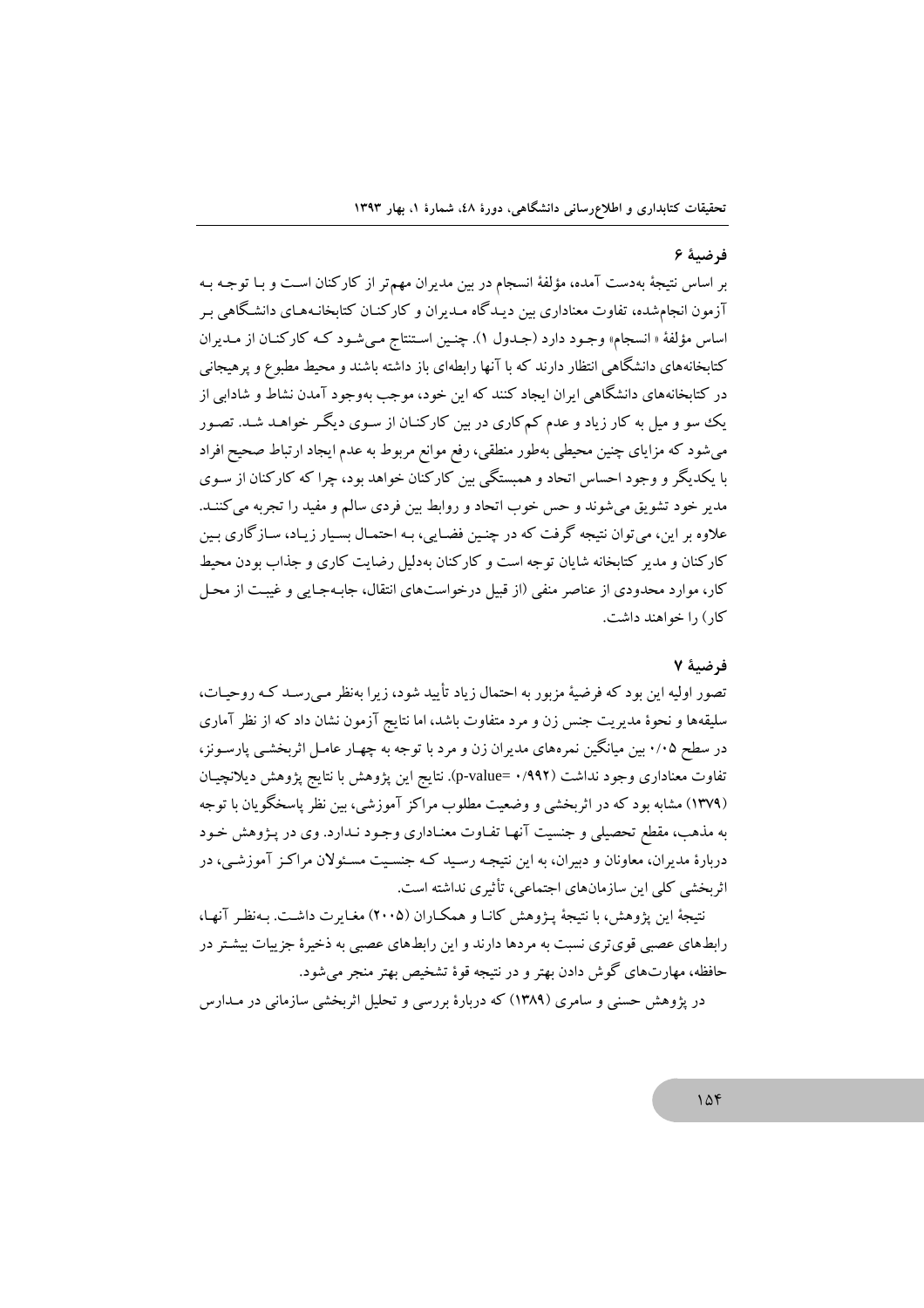### فرضیهٔ ۶

بر اساس نتیجهٔ به‌دست آمده، مؤلفهٔ انسجام در بین مدیران مهم‌تر از کارکنان است و با توجه به آزمون انجام‌شده، تفاوت معناداری بین دیدگاه مدیران و کارکنان کتابخانه‌های دانشگاهی بر اساس مؤلفهٔ «انسجام» وجود دارد (جدول ۱). چنین استنتاج می‌شود که کارکنان از مدیران کتابخانه‌های دانشگاهی انتظار دارند که با آنها رابطه‌ای باز داشته باشند و محیط مطبوع و پرهیجانی در کتابخانه‌های دانشگاهی ایران ایجاد کنند که این خود، موجب به‌وجود آمدن نشاط و شادابی از یک سو و میل به کار زیاد و عدم کم‌کاری در بین کارکنان از سوی دیگر خواهد شد. تصور می‌شود که مزایای چنین محیطی به‌طور منطقی، رفع موانع مربوط به عدم ایجاد ارتباط صحیح افراد با یکدیگر و وجود احساس اتحاد و همبستگی بین کارکنان خواهد بود، چرا که کارکنان از سوی مدیر خود تشویق می‌شوند و حس خوب اتحاد و روابط بین فردی سالم و مفید را تجربه می‌کنند. علاوه بر این، می‌توان نتیجه گرفت که در چنین فضایی، به احتمال بسیار زیاد، سازگاری بین کارکنان و مدیر کتابخانه شایان توجه است و کارکنان به‌دلیل رضایت کاری و جذاب بودن محیط کار، موارد محدودی از عناصر منفی (از قبیل درخواست‌های انتقال، جابه‌جایی و غیبت از محل کار) را خواهند داشت.

### فرضیهٔ ۷

تصور اولیه این بود که فرضیهٔ مزبور به احتمال زیاد تأیید شود، زیرا به‌نظر می‌رسد که روحیات، سلیقه‌ها و نحوهٔ مدیریت جنس زن و مرد متفاوت باشد، اما نتایج آزمون نشان داد که از نظر آماری در سطح ۰/۰۵ بین میانگین نمره‌های مدیران زن و مرد با توجه به چهار عامل اثربخشی پارسونز، تفاوت معناداری وجود نداشت (p-value= ۰/۹۹۲). نتایج این پژوهش با نتایج پژوهش دیلانچیان (۱۳۷۹) مشابه بود که در اثربخشی و وضعیت مطلوب مراکز آموزشی، بین نظر پاسخگویان با توجه به مذهب، مقطع تحصیلی و جنسیت آنها تفاوت معناداری وجود ندارد. وی در پژوهش خود دربارهٔ مدیران، معاونان و دبیران، به این نتیجه رسید که جنسیت مسئولان مراکز آموزشی، در اثربخشی کلی این سازمان‌های اجتماعی، تأثیری نداشته است.

نتیجهٔ این پژوهش، با نتیجهٔ پژوهش کانا و همکاران (۲۰۰۵) مغایرت داشت. به‌نظر آنها، رابطه‌های عصبی قوی‌تری نسبت به مردها دارند و این رابطه‌های عصبی به ذخیرهٔ جزییات بیشتر در حافظه، مهارت‌های گوش دادن بهتر و در نتیجه قوهٔ تشخیص بهتر منجر می‌شود.

در پژوهش حسنی و سامری (۱۳۸۹) که دربارهٔ بررسی و تحلیل اثربخشی سازمانی در مدارس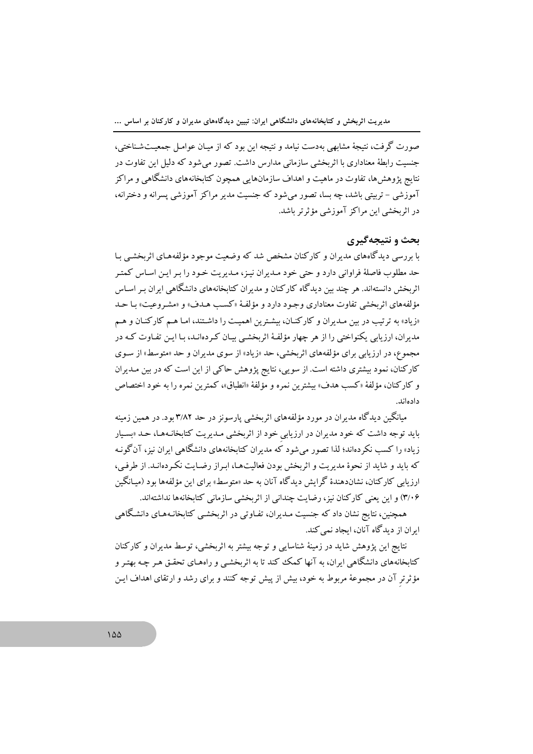صورت گرفت، نتیجهٔ مشابهی به‌دست نیامد و نتیجه این بود که از میان عوامل جمعیت‌شناختی، جنسیت رابطهٔ معناداری با اثربخشی سازمانی مدارس داشت. تصور می‌شود که دلیل این تفاوت در نتایج پژوهش‌ها، تفاوت در ماهیت و اهداف سازمان‌هایی همچون کتابخانه‌های دانشگاهی و مراکز آموزشی - تربیتی باشد، چه بسا، تصور می‌شود که جنسیت مدیر مراکز آموزشی پسرانه و دخترانه، در اثربخشی این مراکز آموزشی مؤثرتر باشد.

## بحث و نتیجه‌گیری

با بررسی دیدگاه‌های مدیران و کارکنان مشخص شد که وضعیت موجود مؤلفه‌های اثربخشی با حد مطلوب فاصلهٔ فراوانی دارد و حتی خود مدیران نیز، مدیریت خود را بر این اساس کمتر اثربخش دانسته‌اند. هر چند بین دیدگاه کارکنان و مدیران کتابخانه‌های دانشگاهی ایران بر اساس مؤلفه‌های اثربخشی تفاوت معناداری وجود دارد و مؤلفهٔ «کسب هدف» و «مشروعیت» با حد «زیاد» به ترتیب در بین مدیران و کارکنان، بیشترین اهمیت را داشتند، اما هم کارکنان و هم مدیران، ارزیابی یکنواختی را از هر چهار مؤلفهٔ اثربخشی بیان کرده‌اند، با این تفاوت که در مجموع، در ارزیابی برای مؤلفه‌های اثربخشی، حد «زیاد» از سوی مدیران و حد «متوسط» از سوی کارکنان، نمود بیشتری داشته است. از سویی، نتایج پژوهش حاکی از این است که در بین مدیران و کارکنان، مؤلفهٔ «کسب هدف» بیشترین نمره و مؤلفهٔ «انطباق»، کمترین نمره را به خود اختصاص داده‌اند.

میانگین دیدگاه مدیران در مورد مؤلفه‌های اثربخشی پارسونز در حد ۳/۸۲ بود. در همین زمینه باید توجه داشت که خود مدیران در ارزیابیِ خود از اثربخشی مدیریت کتابخانه‌ها، حد «بسیار زیاد» را کسب نکرده‌اند؛ لذا تصور می‌شود که مدیران کتابخانه‌های دانشگاهی ایران نیز، آن‌گونه که باید و شاید از نحوهٔ مدیریت و اثربخش بودن فعالیت‌ها، ابراز رضایت نکرده‌اند. از طرفی، ارزیابی کارکنان، نشان‌دهندهٔ گرایش دیدگاه آنان به حد «متوسط» برای این مؤلفه‌ها بود (میانگین ۳/۰۶) و این یعنی کارکنان نیز، رضایت چندانی از اثربخشی سازمانی کتابخانه‌ها نداشته‌اند.

همچنین، نتایج نشان داد که جنسیت مدیران، تفاوتی در اثربخشی کتابخانه‌های دانشگاهی ایران از دیدگاه آنان، ایجاد نمی‌کند.

نتایج این پژوهش شاید در زمینهٔ شناسایی و توجه بیشتر به اثربخشی، توسط مدیران و کارکنان کتابخانه‌های دانشگاهی ایران، به آنها کمک کند تا به اثربخشی و راه‌های تحقق هر چه بهتر و مؤثرترِ آن در مجموعهٔ مربوط به خود، بیش از پیش توجه کنند و برای رشد و ارتقای اهداف این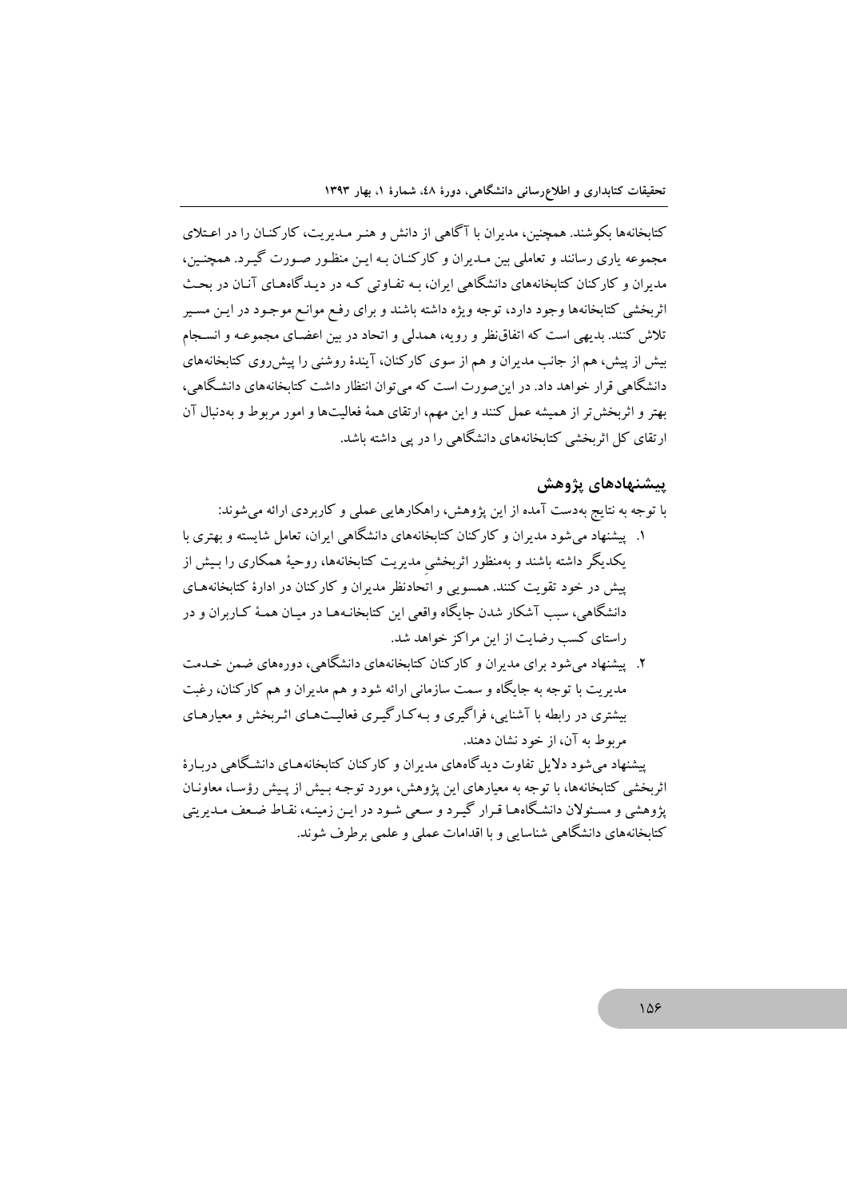کتابخانه‌ها بکوشند. همچنین، مدیران با آگاهی از دانش و هنر مدیریت، کارکنان را در اعتلای مجموعه یاری رسانند و تعاملی بین مدیران و کارکنان به این منظور صورت گیرد. همچنین، مدیران و کارکنان کتابخانه‌های دانشگاهی ایران، به تفاوتی که در دیدگاه‌های آنان در بحث اثربخشی کتابخانه‌ها وجود دارد، توجه ویژه داشته باشند و برای رفع موانع موجود در این مسیر تلاش کنند. بدیهی است که اتفاق‌نظر و رویه، همدلی و اتحاد در بین اعضای مجموعه و انسجام بیش از پیش، هم از جانب مدیران و هم از سوی کارکنان، آیندهٔ روشنی را پیش‌روی کتابخانه‌های دانشگاهی قرار خواهد داد. در این‌صورت است که می‌توان انتظار داشت کتابخانه‌های دانشگاهی، بهتر و اثربخش‌تر از همیشه عمل کنند و این مهم، ارتقای همهٔ فعالیت‌ها و امور مربوط و به‌دنبال آن ارتقای کل اثربخشی کتابخانه‌های دانشگاهی را در پی داشته باشد.

## پیشنهادهای پژوهش

با توجه به نتایج به‌دست آمده از این پژوهش، راهکارهایی عملی و کاربردی ارائه می‌شوند:

۱. پیشنهاد می‌شود مدیران و کارکنان کتابخانه‌های دانشگاهی ایران، تعامل شایسته و بهتری با یکدیگر داشته باشند و به‌منظور اثربخشیِ مدیریت کتابخانه‌ها، روحیهٔ همکاری را بیش از پیش در خود تقویت کنند. همسویی و اتحادنظر مدیران و کارکنان در ادارهٔ کتابخانه‌های دانشگاهی، سبب آشکار شدن جایگاه واقعی این کتابخانه‌ها در میان همهٔ کاربران و در راستای کسب رضایت از این مراکز خواهد شد.

۲. پیشنهاد می‌شود برای مدیران و کارکنان کتابخانه‌های دانشگاهی، دوره‌های ضمن خدمت مدیریت با توجه به جایگاه و سمت سازمانی ارائه شود و هم مدیران و هم کارکنان، رغبت بیشتری در رابطه با آشنایی، فراگیری و به‌کارگیری فعالیت‌های اثربخش و معیارهای مربوط به آن، از خود نشان دهند.

پیشنهاد می‌شود دلایل تفاوت دیدگاه‌های مدیران و کارکنان کتابخانه‌های دانشگاهی دربارهٔ اثربخشی کتابخانه‌ها، با توجه به معیارهای این پژوهش، مورد توجه بیش از پیش رؤسا، معاونان پژوهشی و مسئولان دانشگاه‌ها قرار گیرد و سعی شود در این زمینه، نقاط ضعف مدیریتی کتابخانه‌های دانشگاهی شناسایی و با اقدامات عملی و علمی برطرف شوند.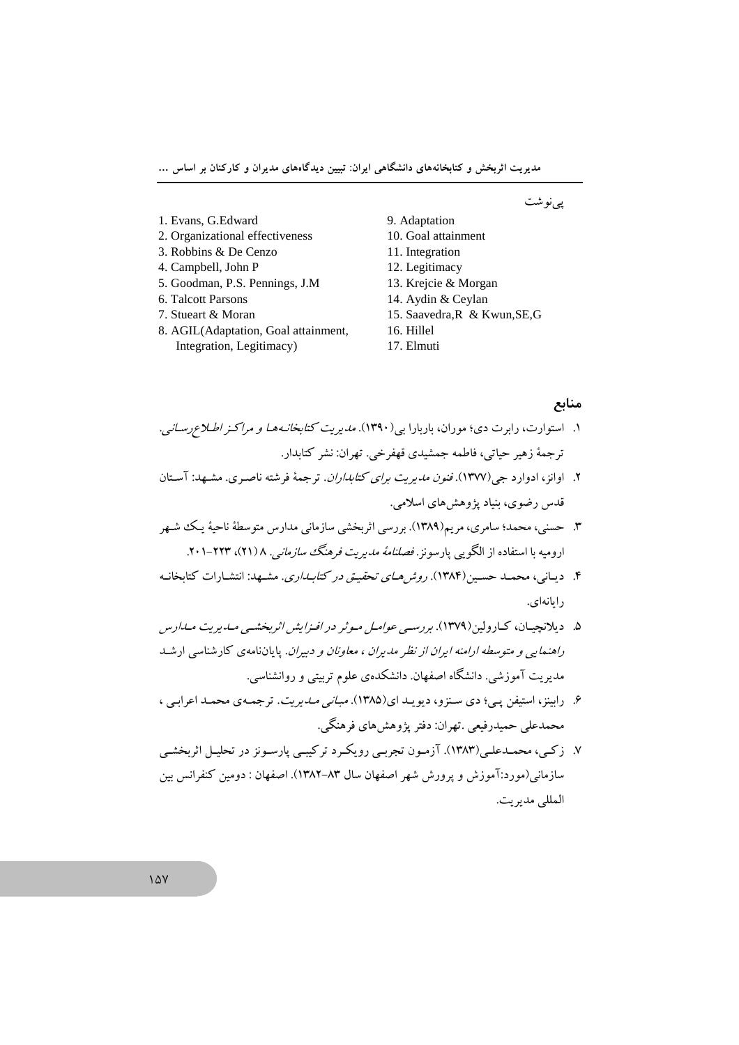پی‌نوشت

1. Evans, G.Edward
2. Organizational effectiveness
3. Robbins & De Cenzo
4. Campbell, John P
5. Goodman, P.S. Pennings, J.M
6. Talcott Parsons
7. Stueart & Moran
8. AGIL(Adaptation, Goal attainment, Integration, Legitimacy)
9. Adaptation
10. Goal attainment
11. Integration
12. Legitimacy
13. Krejcie & Morgan
14. Aydin & Ceylan
15. Saavedra,R & Kwun,SE,G
16. Hillel
17. Elmuti

## منابع

۱. استوارت، رابرت دی؛ موران، باربارا بی(۱۳۹۰). *مدیریت کتابخانه‌ها و مراکز اطلاع‌رسانی*. ترجمهٔ زهیر حیاتی، فاطمه جمشیدی قهفرخی. تهران: نشر کتابدار.

۲. اوانز، ادوارد جی(۱۳۷۷). *فنون مدیریت برای کتابداران*. ترجمهٔ فرشته ناصری. مشهد: آستان قدس رضوی، بنیاد پژوهش‌های اسلامی.

۳. حسنی، محمد؛ سامری، مریم(۱۳۸۹). بررسی اثربخشی سازمانی مدارس متوسطهٔ ناحیهٔ یک شهر ارومیه با استفاده از الگوی پارسونز. *فصلنامهٔ مدیریت فرهنگ سازمانی*. ۸ (۲۱)، ۲۲۳-۲۰۱.

۴. دیانی، محمد حسین(۱۳۸۴). *روش‌های تحقیق در کتابداری*. مشهد: انتشارات کتابخانه رایانه‌ای.

۵. دیلانچیان، کارولین(۱۳۷۹). *بررسی عوامل موثر در افزایش اثربخشی مدیریت مدارس راهنمایی و متوسطه ارامنه ایران از نظر مدیران ، معاونان و دبیران*. پایان‌نامه‌ی کارشناسی ارشد مدیریت آموزشی. دانشگاه اصفهان. دانشکده‌ی علوم تربیتی و روانشناسی.

۶. رابینز، استیفن پی؛ دی سنزو، دیوید ای(۱۳۸۵). *مبانی مدیریت*. ترجمه‌ی محمد اعرابی ، محمدعلی حمیدرفیعی .تهران: دفتر پژوهش‌های فرهنگی.

۷. زکی، محمدعلی(۱۳۸۳). آزمون تجربی رویکرد ترکیبی پارسونز در تحلیل اثربخشی سازمانی(مورد:آموزش و پرورش شهر اصفهان سال ۸۳-۱۳۸۲). اصفهان : دومین کنفرانس بین المللی مدیریت.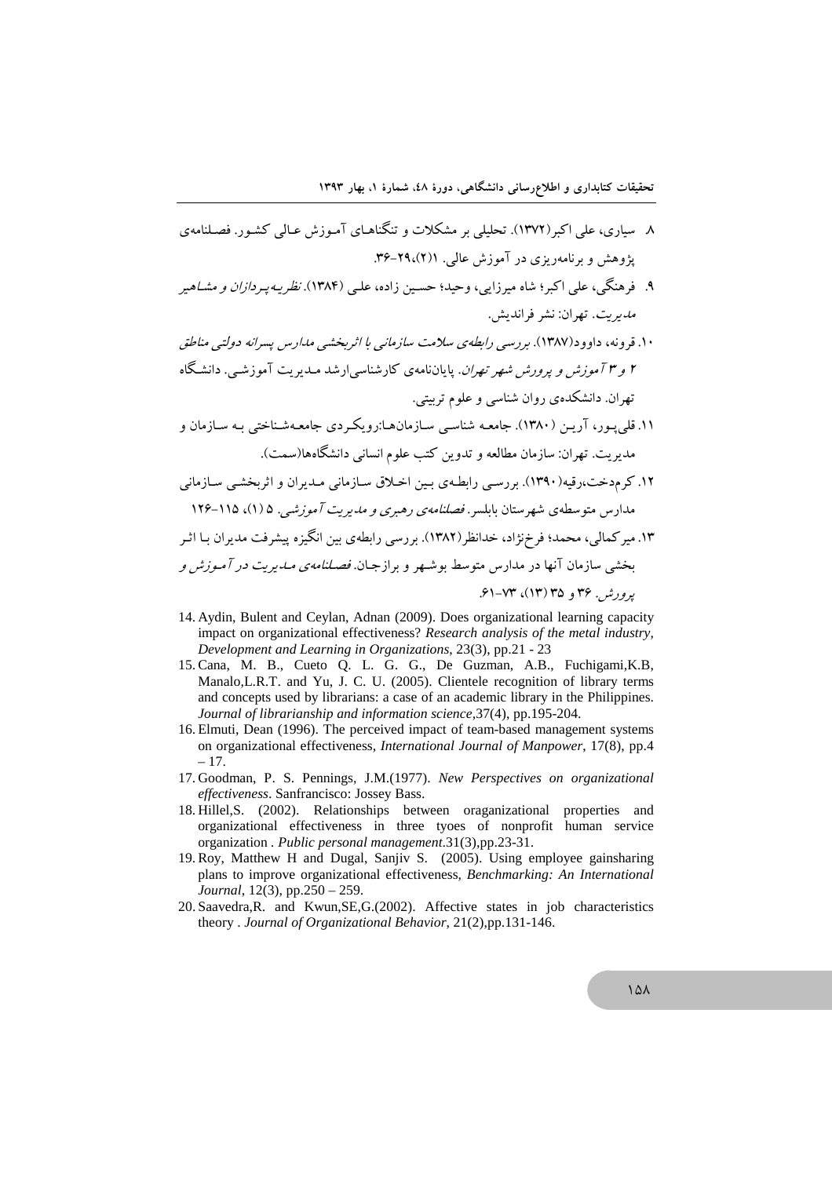۸. سیاری، علی اکبر(۱۳۷۲). تحلیلی بر مشکلات و تنگناهای آموزش عالی کشور. فصلنامه‌ی پژوهش و برنامه‌ریزی در آموزش عالی. ۱(۲)،۲۹-۳۶.

۹. فرهنگی، علی اکبر؛ شاه میرزایی، وحید؛ حسین زاده، علی (۱۳۸۴). *نظریه‌پردازان و مشاهیر مدیریت*. تهران: نشر فراندیش.

۱۰. قرونه، داوود(۱۳۸۷). *بررسی رابطه‌ی سلامت سازمانی با اثربخشی مدارس پسرانه دولتی مناطق ۲ و ۳ آموزش و پرورش شهر تهران*. پایان‌نامه‌ی کارشناسی‌ارشد مدیریت آموزشی. دانشگاه تهران. دانشکده‌ی روان شناسی و علوم تربیتی.

۱۱. قلی‌پور، آرین (۱۳۸۰). جامعه شناسی سازمان‌ها:رویکردی جامعه‌شناختی به سازمان و مدیریت. تهران: سازمان مطالعه و تدوین کتب علوم انسانی دانشگاه‌ها(سمت).

۱۲. کرم‌دخت،رقیه(۱۳۹۰). بررسی رابطه‌ی بین اخلاق سازمانی مدیران و اثربخشی سازمانی مدارس متوسطه‌ی شهرستان بابلسر. *فصلنامه‌ی رهبری و مدیریت آموزشی*. ۵ (۱)، ۱۱۵-۱۲۶

۱۳. میرکمالی، محمد؛ فرخ‌نژاد، خدانظر(۱۳۸۲). بررسی رابطه‌ی بین انگیزه پیشرفت مدیران با اثر بخشی سازمان آنها در مدارس متوسط بوشهر و برازجان. *فصلنامه‌ی مدیریت در آموزش و پرورش*. ۳۶ و ۳۵ (۱۳)، ۷۳-۶۱.

14. Aydin, Bulent and Ceylan, Adnan (2009). Does organizational learning capacity impact on organizational effectiveness? *Research analysis of the metal industry, Development and Learning in Organizations*, 23(3), pp.21 - 23

15. Cana, M. B., Cueto Q. L. G. G., De Guzman, A.B., Fuchigami,K.B, Manalo,L.R.T. and Yu, J. C. U. (2005). Clientele recognition of library terms and concepts used by librarians: a case of an academic library in the Philippines. *Journal of librarianship and information science*,37(4), pp.195-204.

16. Elmuti, Dean (1996). The perceived impact of team-based management systems on organizational effectiveness, *International Journal of Manpower*, 17(8), pp.4 – 17.

17. Goodman, P. S. Pennings, J.M.(1977). *New Perspectives on organizational effectiveness*. Sanfrancisco: Jossey Bass.

18. Hillel,S. (2002). Relationships between oraganizational properties and organizational effectiveness in three tyoes of nonprofit human service organization . *Public personal management*.31(3),pp.23-31.

19. Roy, Matthew H and Dugal, Sanjiv S. (2005). Using employee gainsharing plans to improve organizational effectiveness, *Benchmarking: An International Journal*, 12(3), pp.250 – 259.

20. Saavedra,R. and Kwun,SE,G.(2002). Affective states in job characteristics theory . *Journal of Organizational Behavior*, 21(2),pp.131-146.